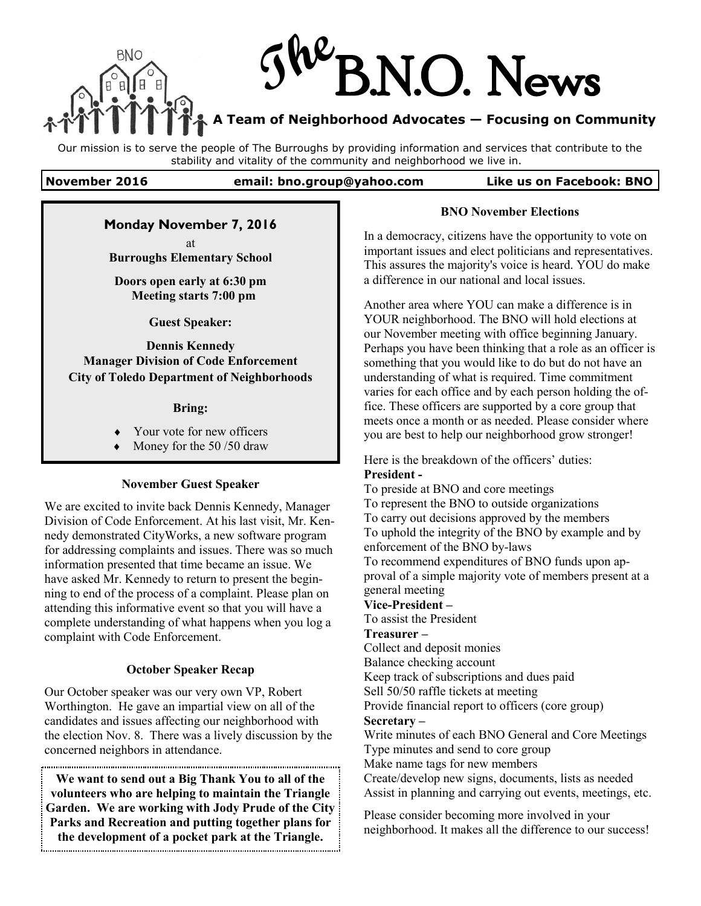# The B.N.O. News

**A Team of Neighborhood Advocates — Focusing on Community**

Our mission is to serve the people of The Burroughs by providing information and services that contribute to the stability and vitality of the community and neighborhood we live in.

**November 2016** | **email: bno.group@yahoo.com** | **Like us on Facebook: BNO**

---

**Monday November 7, 2016**

at

**Burroughs Elementary School**

**Doors open early at 6:30 pm**
**Meeting starts 7:00 pm**

**Guest Speaker:**

**Dennis Kennedy**
**Manager Division of Code Enforcement**
**City of Toledo Department of Neighborhoods**

**Bring:**

- Your vote for new officers
- Money for the 50 /50 draw

---

### November Guest Speaker

We are excited to invite back Dennis Kennedy, Manager Division of Code Enforcement. At his last visit, Mr. Kennedy demonstrated CityWorks, a new software program for addressing complaints and issues. There was so much information presented that time became an issue. We have asked Mr. Kennedy to return to present the beginning to end of the process of a complaint. Please plan on attending this informative event so that you will have a complete understanding of what happens when you log a complaint with Code Enforcement.

### October Speaker Recap

Our October speaker was our very own VP, Robert Worthington. He gave an impartial view on all of the candidates and issues affecting our neighborhood with the election Nov. 8. There was a lively discussion by the concerned neighbors in attendance.

**We want to send out a Big Thank You to all of the volunteers who are helping to maintain the Triangle Garden. We are working with Jody Prude of the City Parks and Recreation and putting together plans for the development of a pocket park at the Triangle.**

### BNO November Elections

In a democracy, citizens have the opportunity to vote on important issues and elect politicians and representatives. This assures the majority's voice is heard. YOU do make a difference in our national and local issues.

Another area where YOU can make a difference is in YOUR neighborhood. The BNO will hold elections at our November meeting with office beginning January. Perhaps you have been thinking that a role as an officer is something that you would like to do but do not have an understanding of what is required. Time commitment varies for each office and by each person holding the office. These officers are supported by a core group that meets once a month or as needed. Please consider where you are best to help our neighborhood grow stronger!

Here is the breakdown of the officers' duties:

**President -**
To preside at BNO and core meetings
To represent the BNO to outside organizations
To carry out decisions approved by the members
To uphold the integrity of the BNO by example and by enforcement of the BNO by-laws
To recommend expenditures of BNO funds upon approval of a simple majority vote of members present at a general meeting

**Vice-President –**
To assist the President

**Treasurer –**
Collect and deposit monies
Balance checking account
Keep track of subscriptions and dues paid
Sell 50/50 raffle tickets at meeting
Provide financial report to officers (core group)

**Secretary –**
Write minutes of each BNO General and Core Meetings
Type minutes and send to core group
Make name tags for new members
Create/develop new signs, documents, lists as needed
Assist in planning and carrying out events, meetings, etc.

Please consider becoming more involved in your neighborhood. It makes all the difference to our success!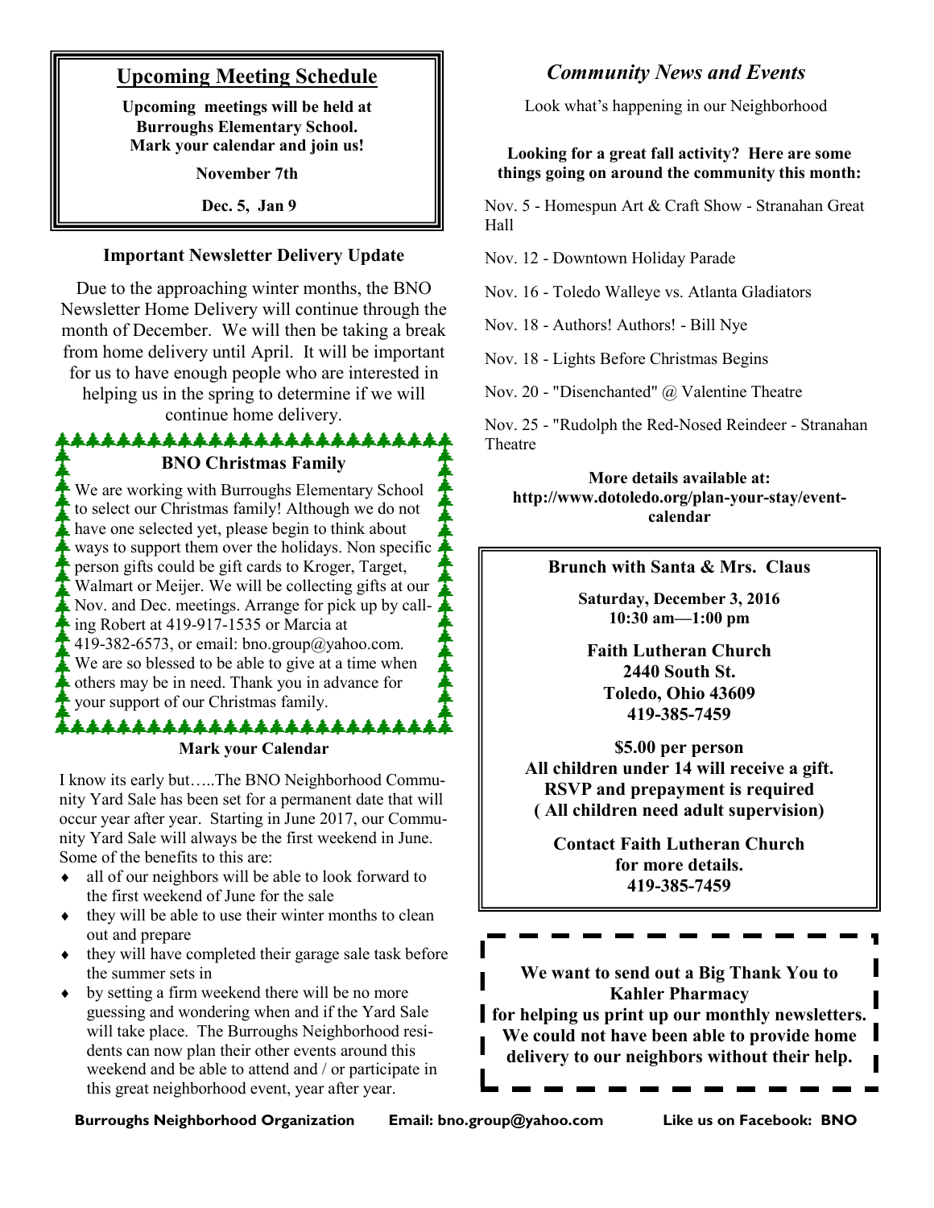## Upcoming Meeting Schedule

**Upcoming meetings will be held at Burroughs Elementary School. Mark your calendar and join us!**

**November 7th**

**Dec. 5, Jan 9**

### Important Newsletter Delivery Update

Due to the approaching winter months, the BNO Newsletter Home Delivery will continue through the month of December. We will then be taking a break from home delivery until April. It will be important for us to have enough people who are interested in helping us in the spring to determine if we will continue home delivery.

### BNO Christmas Family

We are working with Burroughs Elementary School to select our Christmas family! Although we do not have one selected yet, please begin to think about ways to support them over the holidays. Non specific person gifts could be gift cards to Kroger, Target, Walmart or Meijer. We will be collecting gifts at our Nov. and Dec. meetings. Arrange for pick up by calling Robert at 419-917-1535 or Marcia at 419-382-6573, or email: bno.group@yahoo.com. We are so blessed to be able to give at a time when others may be in need. Thank you in advance for your support of our Christmas family.

### Mark your Calendar

I know its early but…..The BNO Neighborhood Community Yard Sale has been set for a permanent date that will occur year after year. Starting in June 2017, our Community Yard Sale will always be the first weekend in June. Some of the benefits to this are:

- all of our neighbors will be able to look forward to the first weekend of June for the sale
- they will be able to use their winter months to clean out and prepare
- they will have completed their garage sale task before the summer sets in
- by setting a firm weekend there will be no more guessing and wondering when and if the Yard Sale will take place. The Burroughs Neighborhood residents can now plan their other events around this weekend and be able to attend and / or participate in this great neighborhood event, year after year.

## *Community News and Events*

Look what's happening in our Neighborhood

**Looking for a great fall activity? Here are some things going on around the community this month:**

Nov. 5 - Homespun Art & Craft Show - Stranahan Great Hall

Nov. 12 - Downtown Holiday Parade

Nov. 16 - Toledo Walleye vs. Atlanta Gladiators

Nov. 18 - Authors! Authors! - Bill Nye

Nov. 18 - Lights Before Christmas Begins

Nov. 20 - "Disenchanted" @ Valentine Theatre

Nov. 25 - "Rudolph the Red-Nosed Reindeer - Stranahan Theatre

**More details available at: http://www.dotoledo.org/plan-your-stay/event-calendar**

### Brunch with Santa & Mrs. Claus

**Saturday, December 3, 2016**
**10:30 am—1:00 pm**

**Faith Lutheran Church**
**2440 South St.**
**Toledo, Ohio 43609**
**419-385-7459**

**$5.00 per person**
**All children under 14 will receive a gift.**
**RSVP and prepayment is required**
**( All children need adult supervision)**

**Contact Faith Lutheran Church for more details.**
**419-385-7459**

**We want to send out a Big Thank You to Kahler Pharmacy for helping us print up our monthly newsletters. We could not have been able to provide home delivery to our neighbors without their help.**

**Burroughs Neighborhood Organization     Email: bno.group@yahoo.com     Like us on Facebook: BNO**